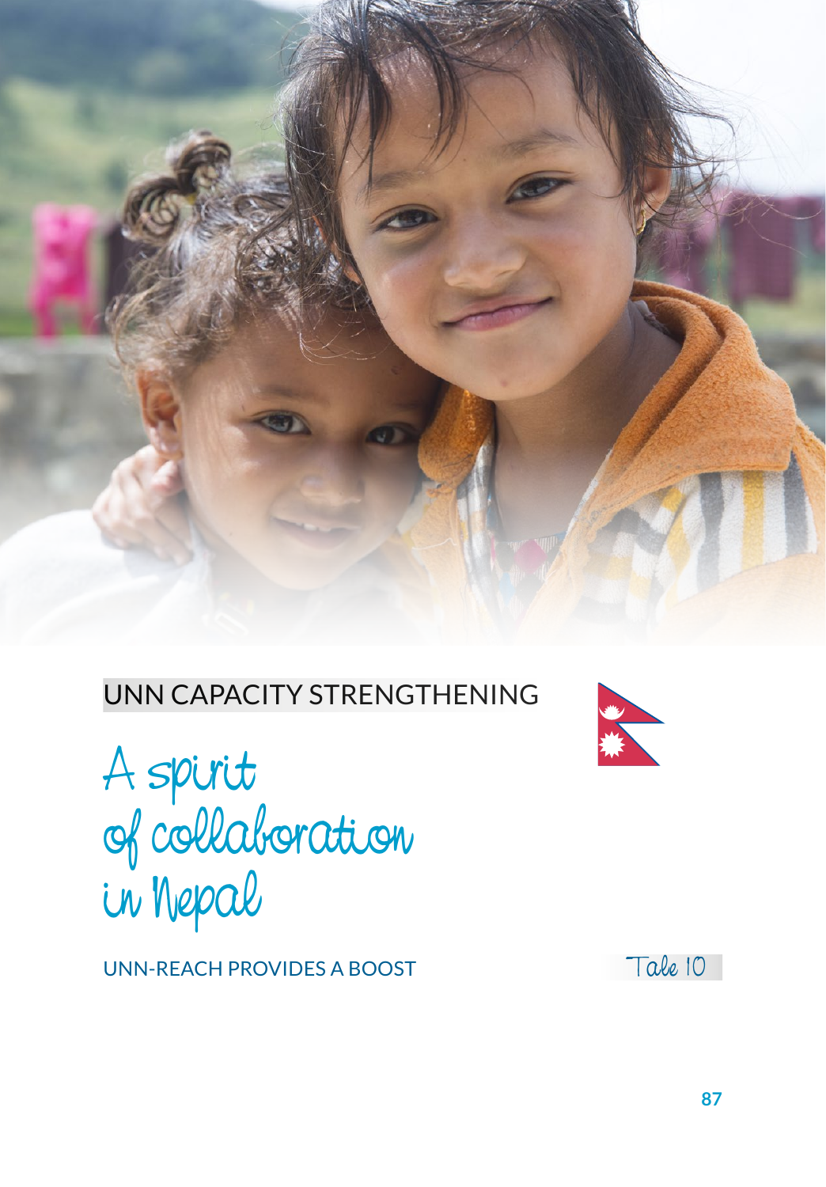UNN CAPACITY STRENGTHENING

# A spirit of collaboration in Nepal

UNN-REACH PROVIDES A BOOST

Tale 10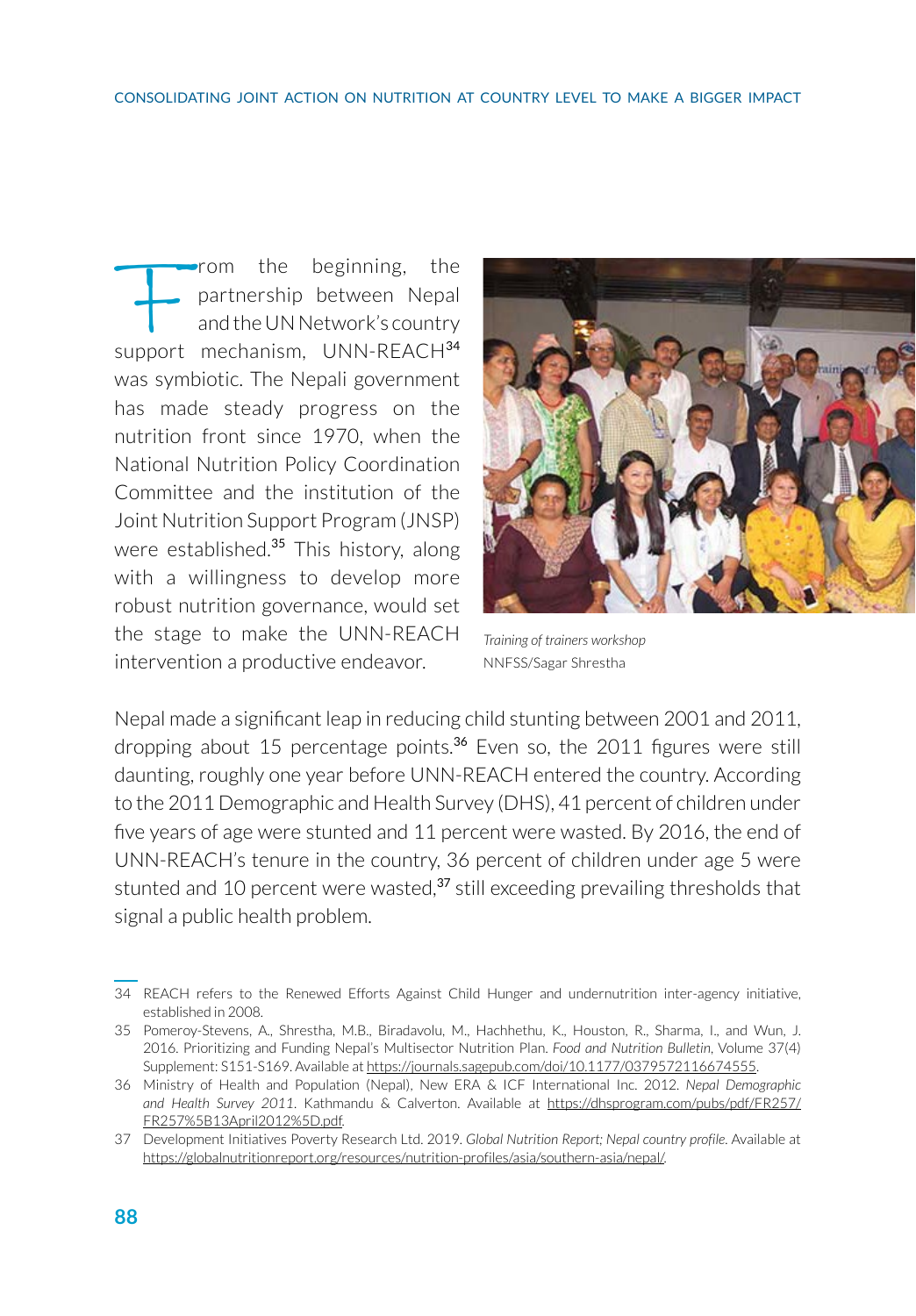From the beginning, the partnership between Nepal and the UN Network's country support mechanism, UNN-REACH[34] was symbiotic. The Nepali government has made steady progress on the nutrition front since 1970, when the National Nutrition Policy Coordination Committee and the institution of the Joint Nutrition Support Program (JNSP) were established.[35] This history, along with a willingness to develop more robust nutrition governance, would set the stage to make the UNN-REACH intervention a productive endeavor.

*Training of trainers workshop*
NNFSS/Sagar Shrestha

Nepal made a significant leap in reducing child stunting between 2001 and 2011, dropping about 15 percentage points.[36] Even so, the 2011 figures were still daunting, roughly one year before UNN-REACH entered the country. According to the 2011 Demographic and Health Survey (DHS), 41 percent of children under five years of age were stunted and 11 percent were wasted. By 2016, the end of UNN-REACH's tenure in the country, 36 percent of children under age 5 were stunted and 10 percent were wasted,[37] still exceeding prevailing thresholds that signal a public health problem.

---

34 REACH refers to the Renewed Efforts Against Child Hunger and undernutrition inter-agency initiative, established in 2008.

35 Pomeroy-Stevens, A., Shrestha, M.B., Biradavolu, M., Hachhethu, K., Houston, R., Sharma, I., and Wun, J. 2016. Prioritizing and Funding Nepal's Multisector Nutrition Plan. *Food and Nutrition Bulletin*, Volume 37(4) Supplement: S151-S169. Available at https://journals.sagepub.com/doi/10.1177/0379572116674555.

36 Ministry of Health and Population (Nepal), New ERA & ICF International Inc. 2012. *Nepal Demographic and Health Survey 2011*. Kathmandu & Calverton. Available at https://dhsprogram.com/pubs/pdf/FR257/FR257%5B13April2012%5D.pdf.

37 Development Initiatives Poverty Research Ltd. 2019. *Global Nutrition Report; Nepal country profile*. Available at https://globalnutritionreport.org/resources/nutrition-profiles/asia/southern-asia/nepal/.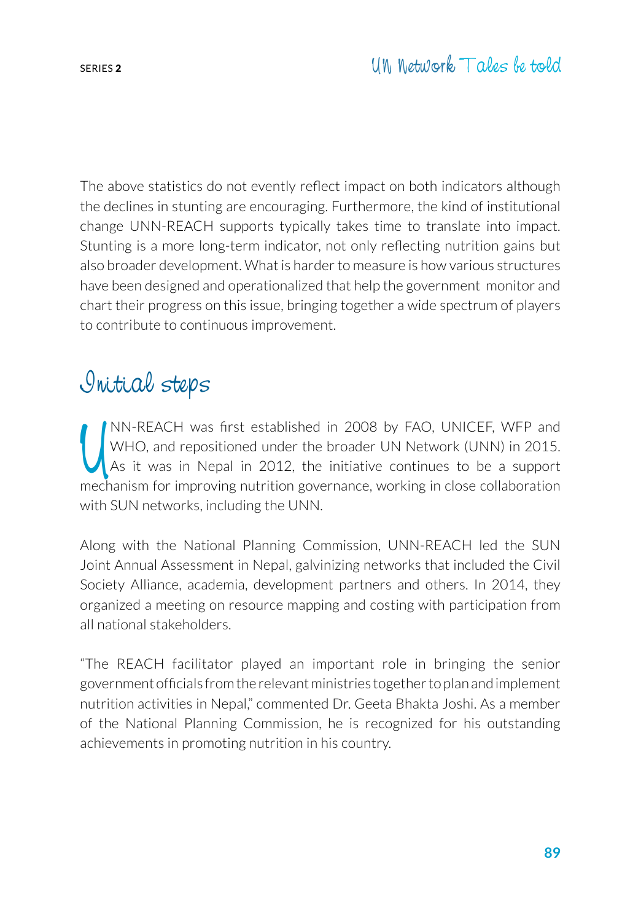The above statistics do not evently reflect impact on both indicators although the declines in stunting are encouraging. Furthermore, the kind of institutional change UNN-REACH supports typically takes time to translate into impact. Stunting is a more long-term indicator, not only reflecting nutrition gains but also broader development. What is harder to measure is how various structures have been designed and operationalized that help the government monitor and chart their progress on this issue, bringing together a wide spectrum of players to contribute to continuous improvement.

## Initial steps

UNN-REACH was first established in 2008 by FAO, UNICEF, WFP and WHO, and repositioned under the broader UN Network (UNN) in 2015. As it was in Nepal in 2012, the initiative continues to be a support mechanism for improving nutrition governance, working in close collaboration with SUN networks, including the UNN.

Along with the National Planning Commission, UNN-REACH led the SUN Joint Annual Assessment in Nepal, galvinizing networks that included the Civil Society Alliance, academia, development partners and others. In 2014, they organized a meeting on resource mapping and costing with participation from all national stakeholders.

"The REACH facilitator played an important role in bringing the senior government officials from the relevant ministries together to plan and implement nutrition activities in Nepal," commented Dr. Geeta Bhakta Joshi. As a member of the National Planning Commission, he is recognized for his outstanding achievements in promoting nutrition in his country.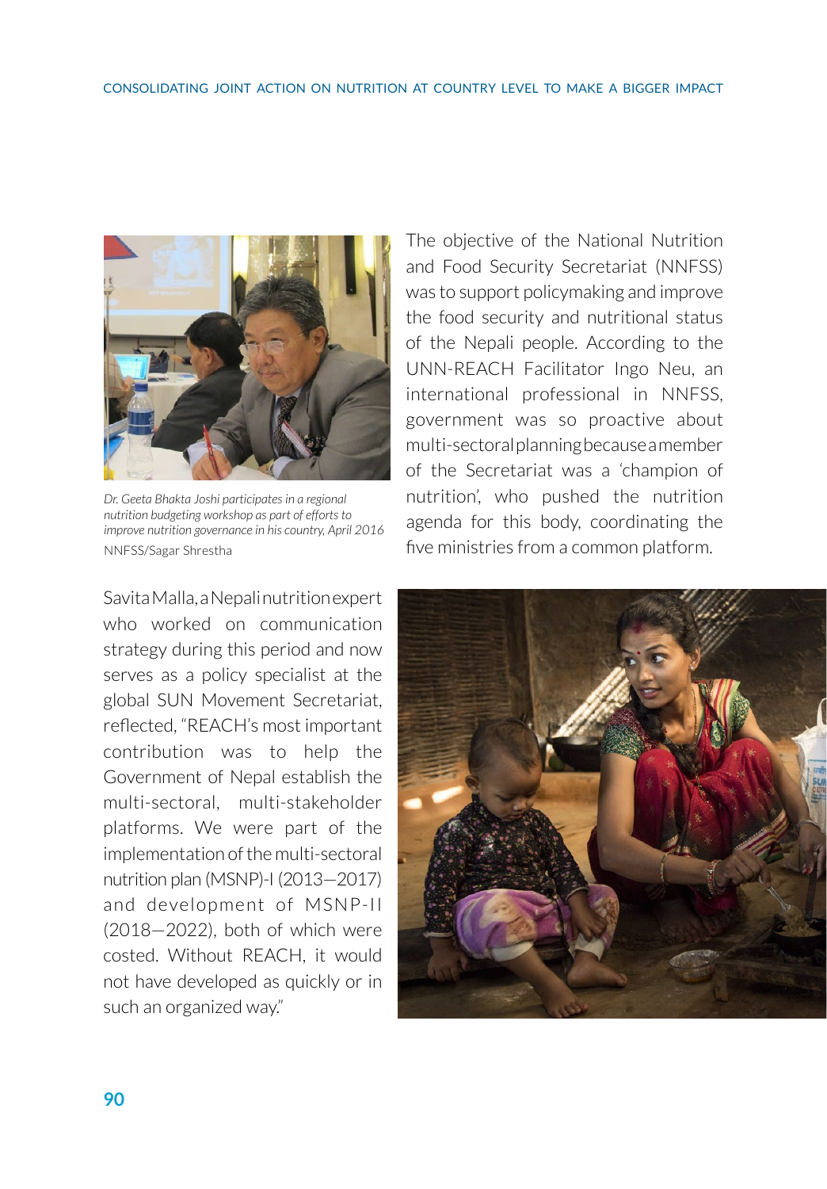Dr. Geeta Bhakta Joshi participates in a regional nutrition budgeting workshop as part of efforts to improve nutrition governance in his country, April 2016

NNFSS/Sagar Shrestha

The objective of the National Nutrition and Food Security Secretariat (NNFSS) was to support policymaking and improve the food security and nutritional status of the Nepali people. According to the UNN-REACH Facilitator Ingo Neu, an international professional in NNFSS, government was so proactive about multi-sectoral planning because a member of the Secretariat was a 'champion of nutrition', who pushed the nutrition agenda for this body, coordinating the five ministries from a common platform.

Savita Malla, a Nepali nutrition expert who worked on communication strategy during this period and now serves as a policy specialist at the global SUN Movement Secretariat, reflected, "REACH's most important contribution was to help the Government of Nepal establish the multi-sectoral, multi-stakeholder platforms. We were part of the implementation of the multi-sectoral nutrition plan (MSNP)-I (2013–2017) and development of MSNP-II (2018–2022), both of which were costed. Without REACH, it would not have developed as quickly or in such an organized way."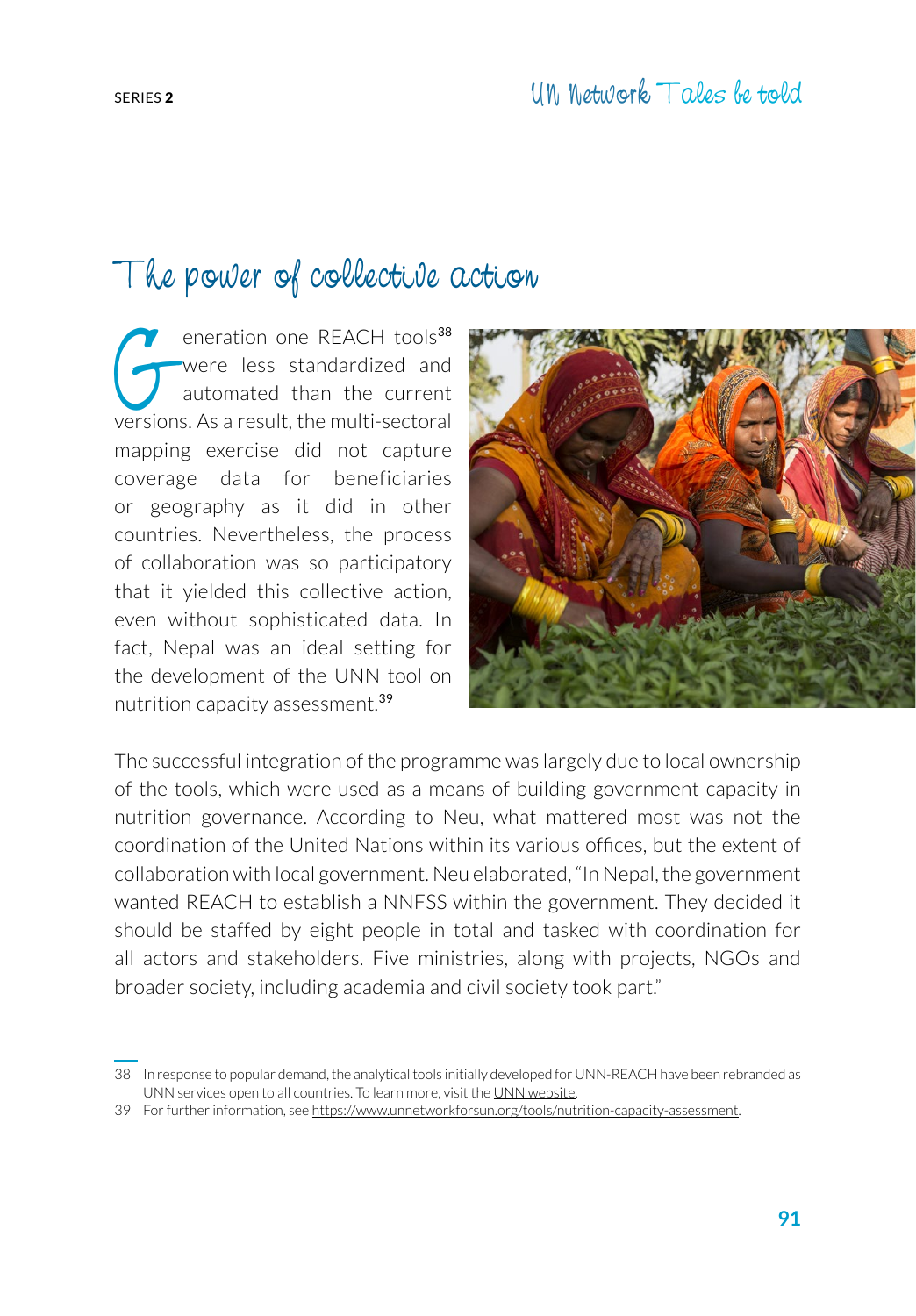# The power of collective action

Generation one REACH tools[38] were less standardized and automated than the current versions. As a result, the multi-sectoral mapping exercise did not capture coverage data for beneficiaries or geography as it did in other countries. Nevertheless, the process of collaboration was so participatory that it yielded this collective action, even without sophisticated data. In fact, Nepal was an ideal setting for the development of the UNN tool on nutrition capacity assessment.[39]

The successful integration of the programme was largely due to local ownership of the tools, which were used as a means of building government capacity in nutrition governance. According to Neu, what mattered most was not the coordination of the United Nations within its various offices, but the extent of collaboration with local government. Neu elaborated, "In Nepal, the government wanted REACH to establish a NNFSS within the government. They decided it should be staffed by eight people in total and tasked with coordination for all actors and stakeholders. Five ministries, along with projects, NGOs and broader society, including academia and civil society took part."

---

38 In response to popular demand, the analytical tools initially developed for UNN-REACH have been rebranded as UNN services open to all countries. To learn more, visit the UNN website.

39 For further information, see https://www.unnetworkforsun.org/tools/nutrition-capacity-assessment.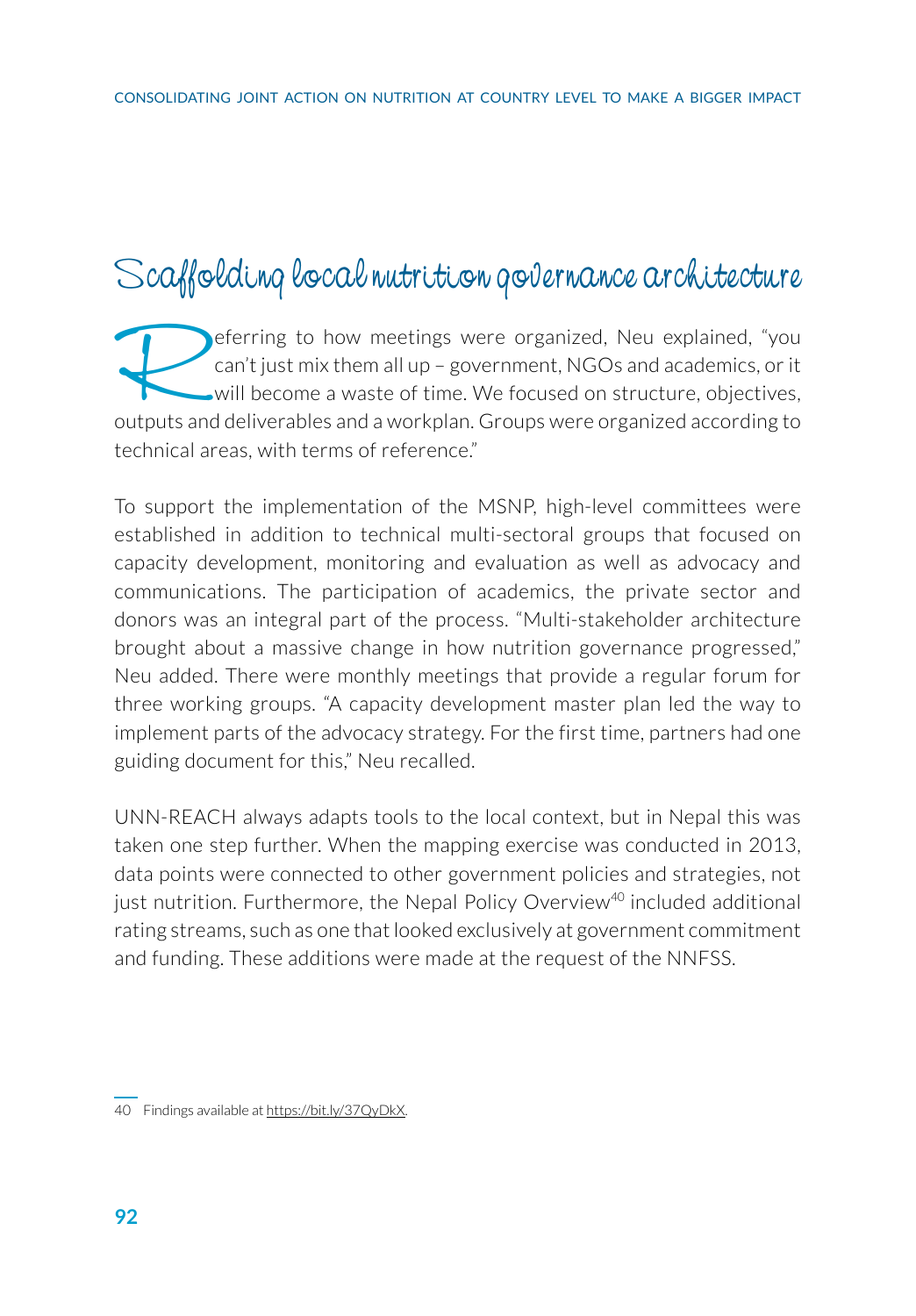## Scaffolding local nutrition governance architecture

Referring to how meetings were organized, Neu explained, "you can't just mix them all up – government, NGOs and academics, or it will become a waste of time. We focused on structure, objectives, outputs and deliverables and a workplan. Groups were organized according to technical areas, with terms of reference."

To support the implementation of the MSNP, high-level committees were established in addition to technical multi-sectoral groups that focused on capacity development, monitoring and evaluation as well as advocacy and communications. The participation of academics, the private sector and donors was an integral part of the process. "Multi-stakeholder architecture brought about a massive change in how nutrition governance progressed," Neu added. There were monthly meetings that provide a regular forum for three working groups. "A capacity development master plan led the way to implement parts of the advocacy strategy. For the first time, partners had one guiding document for this," Neu recalled.

UNN-REACH always adapts tools to the local context, but in Nepal this was taken one step further. When the mapping exercise was conducted in 2013, data points were connected to other government policies and strategies, not just nutrition. Furthermore, the Nepal Policy Overview[40] included additional rating streams, such as one that looked exclusively at government commitment and funding. These additions were made at the request of the NNFSS.

---

40 Findings available at https://bit.ly/37QyDkX.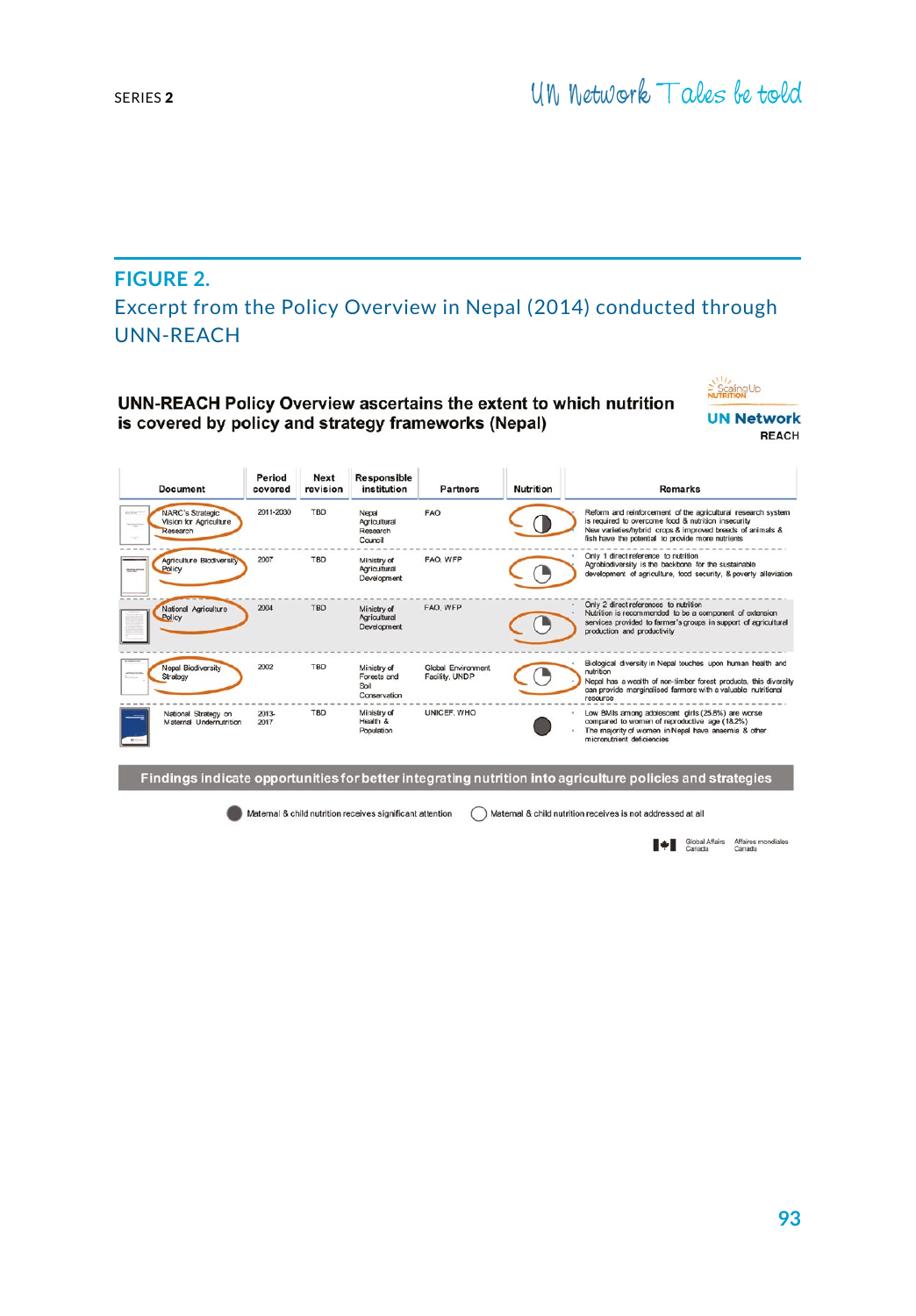## FIGURE 2.

Excerpt from the Policy Overview in Nepal (2014) conducted through UNN-REACH

**UNN-REACH Policy Overview ascertains the extent to which nutrition is covered by policy and strategy frameworks (Nepal)**

ScalingUp NUTRITION

**UN Network**
REACH

| Document | Period covered | Next revision | Responsible institution | Partners | Nutrition | Remarks |
|---|---|---|---|---|---|---|
| NARC's Strategic Vision for Agriculture Research | 2011-2030 | TBD | Nepal Agricultural Research Council | FAO | | Reform and reinforcement of the agricultural research system is required to overcome food & nutrition insecurity. New varieties/hybrid crops & improved breeds of animals & fish have the potential to provide more nutrients |
| Agriculture Biodiversity Policy | 2007 | TBD | Ministry of Agricultural Development | FAO, WFP | | Only 1 direct reference to nutrition. Agrobiodiversity is the backbone for the sustainable development of agriculture, food security, & poverty alleviation |
| National Agriculture Policy | 2004 | TBD | Ministry of Agricultural Development | FAO, WFP | | Only 2 direct references to nutrition. Nutrition is recommended to be a component of extension services provided to farmer's groups in support of agricultural production and productivity |
| Nepal Biodiversity Strategy | 2002 | TBD | Ministry of Forests and Soil Conservation | Global Environment Facility, UNDP | | Biological diversity in Nepal touches upon human health and nutrition. Nepal has a wealth of non-timber forest products, this diversity can provide marginalised farmers with a valuable nutritional resource |
| National Strategy on Maternal Undernutrition | 2013-2017 | TBD | Ministry of Health & Population | UNICEF, WHO | | Low BMIs among adolescent girls (25.8%) are worse compared to women of reproductive age (18.2%). The majority of women in Nepal have anaemia & other micronutrient deficiencies |

**Findings indicate opportunities for better integrating nutrition into agriculture policies and strategies**

● Maternal & child nutrition receives significant attention ○ Maternal & child nutrition receives is not addressed at all

Global Affairs Canada | Affaires mondiales Canada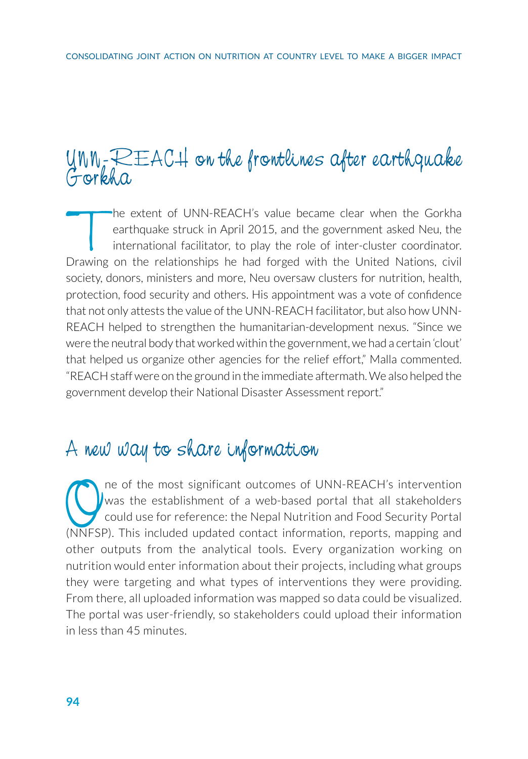## UNN-REACH on the frontlines after earthquake Gorkha

The extent of UNN-REACH's value became clear when the Gorkha earthquake struck in April 2015, and the government asked Neu, the international facilitator, to play the role of inter-cluster coordinator. Drawing on the relationships he had forged with the United Nations, civil society, donors, ministers and more, Neu oversaw clusters for nutrition, health, protection, food security and others. His appointment was a vote of confidence that not only attests the value of the UNN-REACH facilitator, but also how UNN-REACH helped to strengthen the humanitarian-development nexus. "Since we were the neutral body that worked within the government, we had a certain 'clout' that helped us organize other agencies for the relief effort," Malla commented. "REACH staff were on the ground in the immediate aftermath. We also helped the government develop their National Disaster Assessment report."

## A new way to share information

One of the most significant outcomes of UNN-REACH's intervention was the establishment of a web-based portal that all stakeholders could use for reference: the Nepal Nutrition and Food Security Portal (NNFSP). This included updated contact information, reports, mapping and other outputs from the analytical tools. Every organization working on nutrition would enter information about their projects, including what groups they were targeting and what types of interventions they were providing. From there, all uploaded information was mapped so data could be visualized. The portal was user-friendly, so stakeholders could upload their information in less than 45 minutes.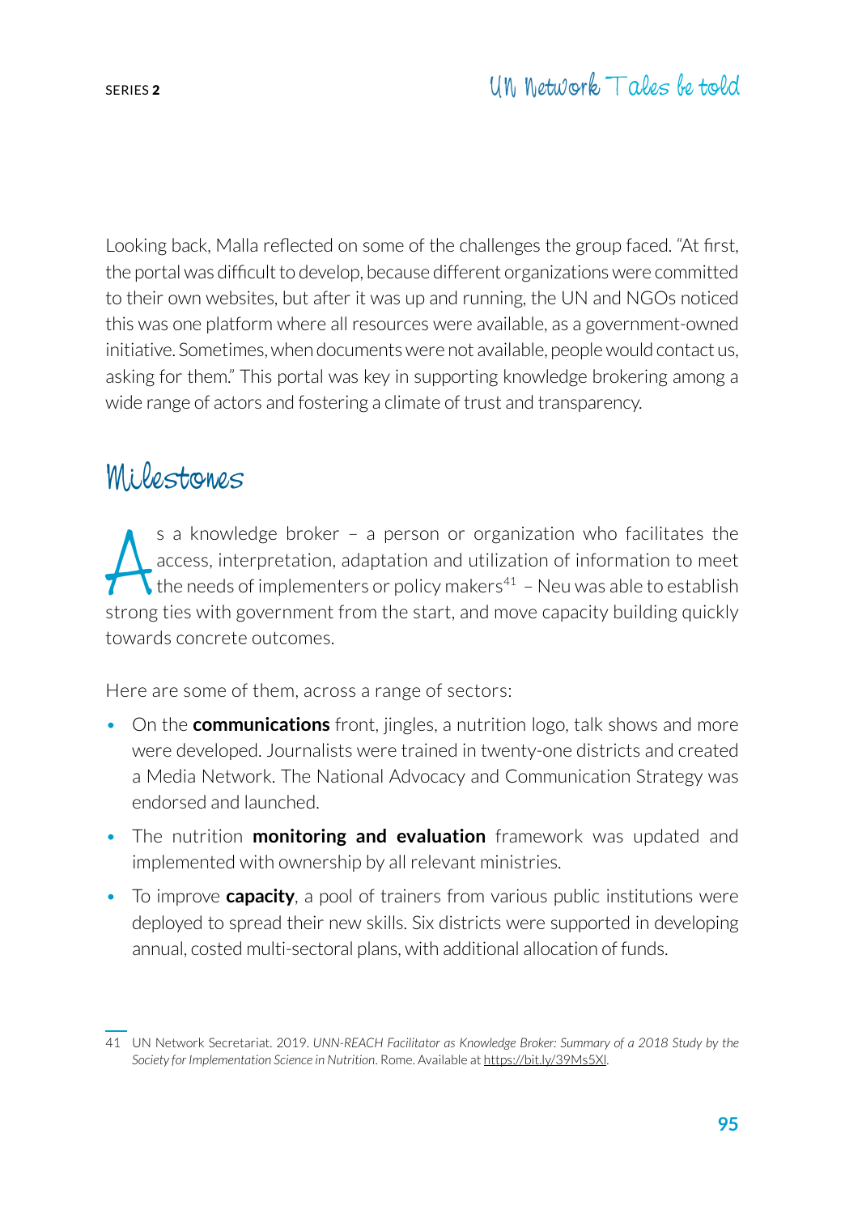Looking back, Malla reflected on some of the challenges the group faced. "At first, the portal was difficult to develop, because different organizations were committed to their own websites, but after it was up and running, the UN and NGOs noticed this was one platform where all resources were available, as a government-owned initiative. Sometimes, when documents were not available, people would contact us, asking for them." This portal was key in supporting knowledge brokering among a wide range of actors and fostering a climate of trust and transparency.

## Milestones

As a knowledge broker – a person or organization who facilitates the access, interpretation, adaptation and utilization of information to meet the needs of implementers or policy makers[41] – Neu was able to establish strong ties with government from the start, and move capacity building quickly towards concrete outcomes.

Here are some of them, across a range of sectors:

- On the **communications** front, jingles, a nutrition logo, talk shows and more were developed. Journalists were trained in twenty-one districts and created a Media Network. The National Advocacy and Communication Strategy was endorsed and launched.
- The nutrition **monitoring and evaluation** framework was updated and implemented with ownership by all relevant ministries.
- To improve **capacity**, a pool of trainers from various public institutions were deployed to spread their new skills. Six districts were supported in developing annual, costed multi-sectoral plans, with additional allocation of funds.

41 UN Network Secretariat. 2019. *UNN-REACH Facilitator as Knowledge Broker: Summary of a 2018 Study by the Society for Implementation Science in Nutrition*. Rome. Available at https://bit.ly/39Ms5Xl.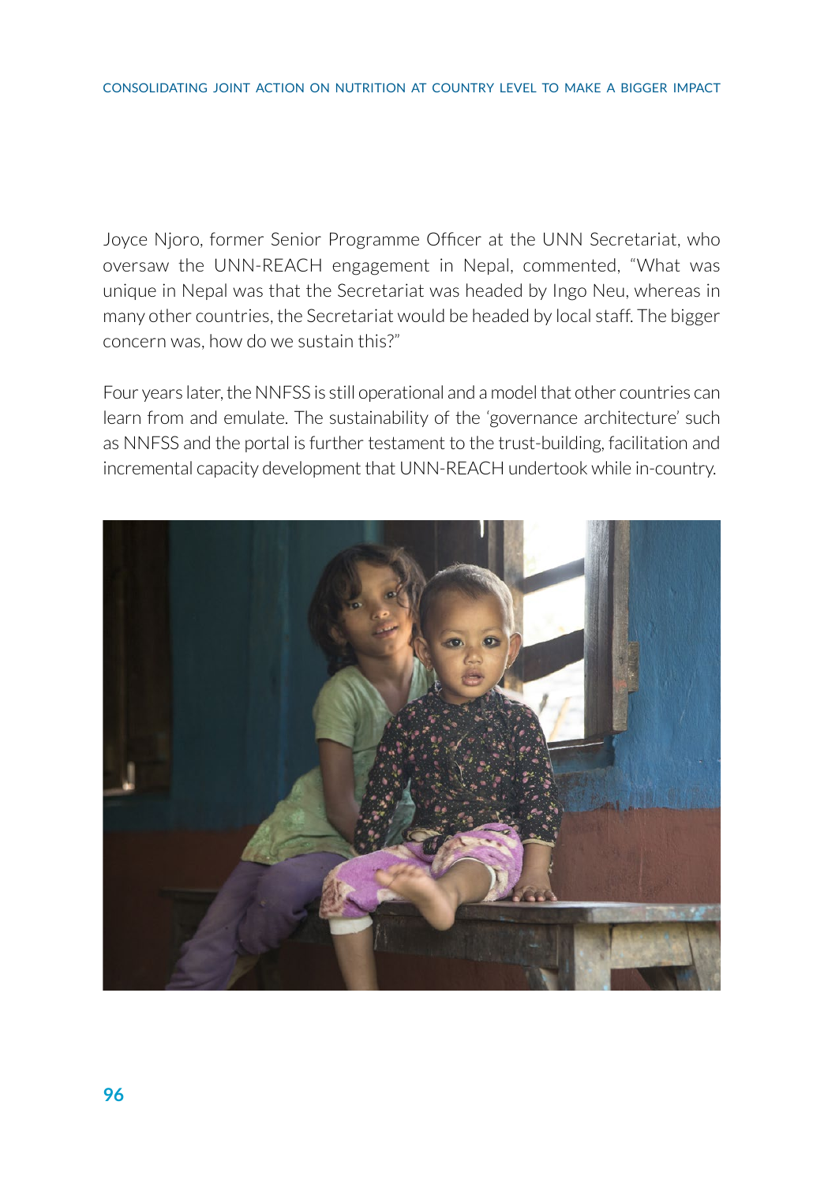Joyce Njoro, former Senior Programme Officer at the UNN Secretariat, who oversaw the UNN-REACH engagement in Nepal, commented, "What was unique in Nepal was that the Secretariat was headed by Ingo Neu, whereas in many other countries, the Secretariat would be headed by local staff. The bigger concern was, how do we sustain this?"

Four years later, the NNFSS is still operational and a model that other countries can learn from and emulate. The sustainability of the 'governance architecture' such as NNFSS and the portal is further testament to the trust-building, facilitation and incremental capacity development that UNN-REACH undertook while in-country.